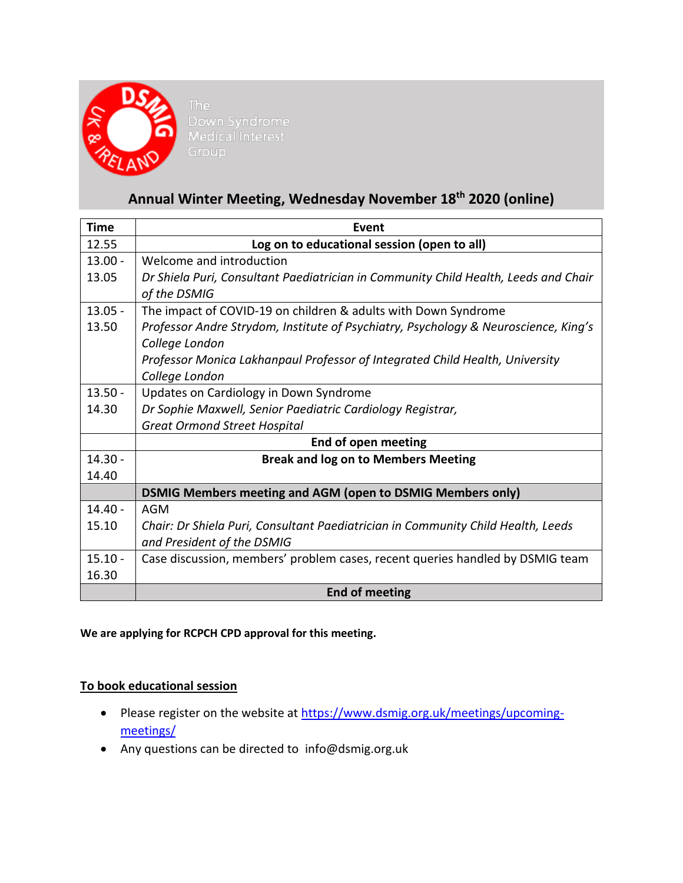The Down Syndrome Medical Interest Group

DSMIG UK & IRELAND

# Annual Winter Meeting, Wednesday November 18th 2020 (online)

| Time | Event |
|---|---|
| 12.55 | **Log on to educational session (open to all)** |
| 13.00 - 13.05 | Welcome and introduction<br>*Dr Shiela Puri, Consultant Paediatrician in Community Child Health, Leeds and Chair of the DSMIG* |
| 13.05 - 13.50 | The impact of COVID-19 on children & adults with Down Syndrome<br>*Professor Andre Strydom, Institute of Psychiatry, Psychology & Neuroscience, King's College London*<br>*Professor Monica Lakhanpaul Professor of Integrated Child Health, University College London* |
| 13.50 - 14.30 | Updates on Cardiology in Down Syndrome<br>*Dr Sophie Maxwell, Senior Paediatric Cardiology Registrar, Great Ormond Street Hospital* |
| | **End of open meeting** |
| 14.30 - 14.40 | **Break and log on to Members Meeting** |
| | **DSMIG Members meeting and AGM (open to DSMIG Members only)** |
| 14.40 - 15.10 | AGM<br>*Chair: Dr Shiela Puri, Consultant Paediatrician in Community Child Health, Leeds and President of the DSMIG* |
| 15.10 - 16.30 | Case discussion, members' problem cases, recent queries handled by DSMIG team |
| | **End of meeting** |

**We are applying for RCPCH CPD approval for this meeting.**

**<u>To book educational session</u>**

- Please register on the website at https://www.dsmig.org.uk/meetings/upcoming-meetings/
- Any questions can be directed to info@dsmig.org.uk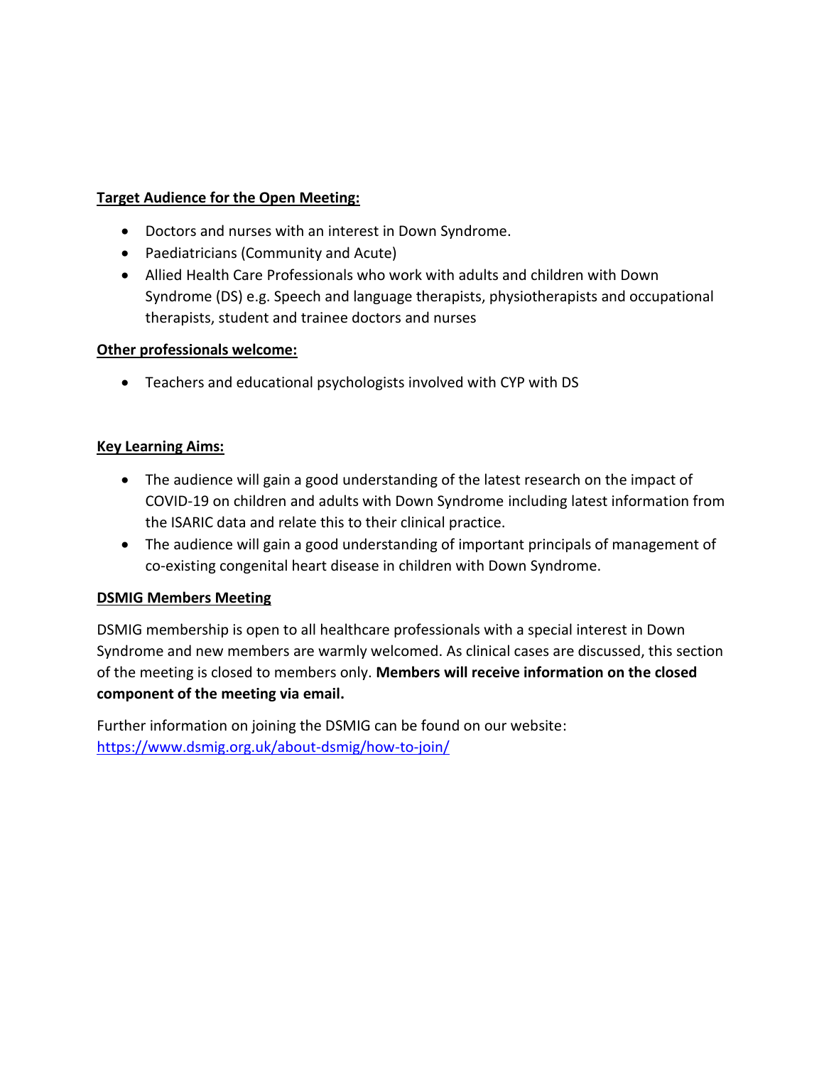**Target Audience for the Open Meeting:**

- Doctors and nurses with an interest in Down Syndrome.
- Paediatricians (Community and Acute)
- Allied Health Care Professionals who work with adults and children with Down Syndrome (DS) e.g. Speech and language therapists, physiotherapists and occupational therapists, student and trainee doctors and nurses

**Other professionals welcome:**

- Teachers and educational psychologists involved with CYP with DS

**Key Learning Aims:**

- The audience will gain a good understanding of the latest research on the impact of COVID-19 on children and adults with Down Syndrome including latest information from the ISARIC data and relate this to their clinical practice.
- The audience will gain a good understanding of important principals of management of co-existing congenital heart disease in children with Down Syndrome.

**DSMIG Members Meeting**

DSMIG membership is open to all healthcare professionals with a special interest in Down Syndrome and new members are warmly welcomed. As clinical cases are discussed, this section of the meeting is closed to members only. **Members will receive information on the closed component of the meeting via email.**

Further information on joining the DSMIG can be found on our website: https://www.dsmig.org.uk/about-dsmig/how-to-join/